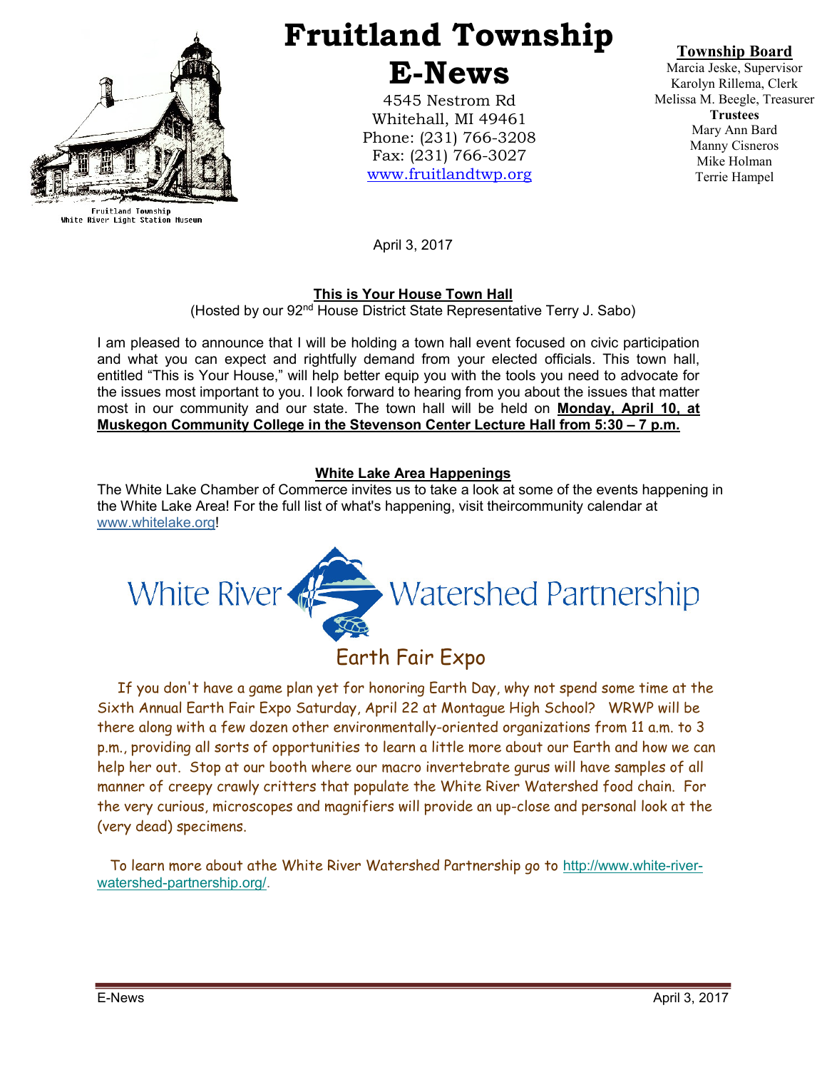Fruitland Township
White River Light Station Museum

# Fruitland Township E-News

4545 Nestrom Rd
Whitehall, MI 49461
Phone: (231) 766-3208
Fax: (231) 766-3027
www.fruitlandtwp.org

**Township Board**
Marcia Jeske, Supervisor
Karolyn Rillema, Clerk
Melissa M. Beegle, Treasurer
**Trustees**
Mary Ann Bard
Manny Cisneros
Mike Holman
Terrie Hampel

April 3, 2017

## This is Your House Town Hall

(Hosted by our 92nd House District State Representative Terry J. Sabo)

I am pleased to announce that I will be holding a town hall event focused on civic participation and what you can expect and rightfully demand from your elected officials. This town hall, entitled "This is Your House," will help better equip you with the tools you need to advocate for the issues most important to you. I look forward to hearing from you about the issues that matter most in our community and our state. The town hall will be held on **Monday, April 10, at Muskegon Community College in the Stevenson Center Lecture Hall from 5:30 – 7 p.m.**

## White Lake Area Happenings

The White Lake Chamber of Commerce invites us to take a look at some of the events happening in the White Lake Area! For the full list of what's happening, visit theircommunity calendar at www.whitelake.org!

White River Watershed Partnership

### Earth Fair Expo

If you don't have a game plan yet for honoring Earth Day, why not spend some time at the Sixth Annual Earth Fair Expo Saturday, April 22 at Montague High School? WRWP will be there along with a few dozen other environmentally-oriented organizations from 11 a.m. to 3 p.m., providing all sorts of opportunities to learn a little more about our Earth and how we can help her out. Stop at our booth where our macro invertebrate gurus will have samples of all manner of creepy crawly critters that populate the White River Watershed food chain. For the very curious, microscopes and magnifiers will provide an up-close and personal look at the (very dead) specimens.

To learn more about athe White River Watershed Partnership go to http://www.white-river-watershed-partnership.org/.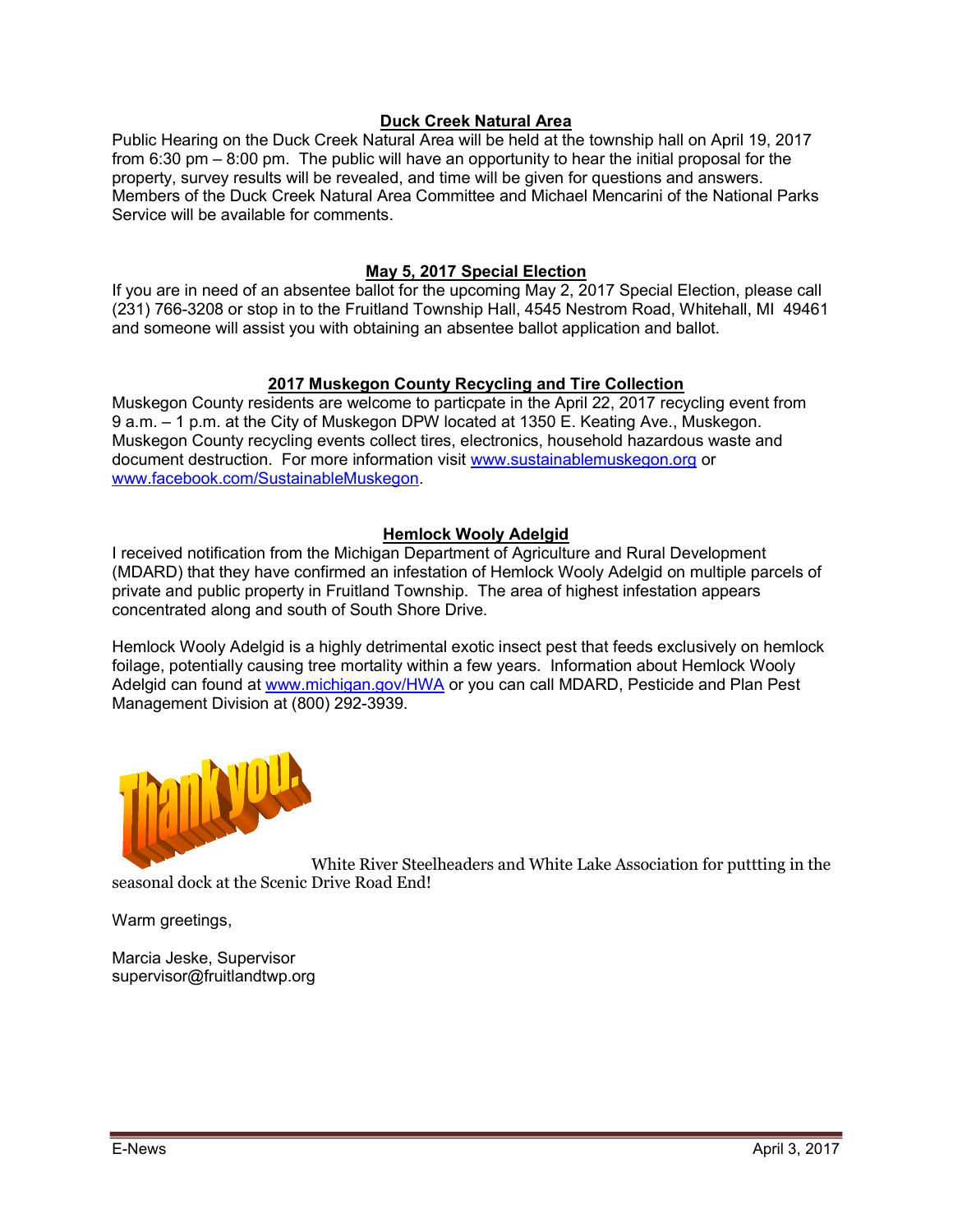## Duck Creek Natural Area

Public Hearing on the Duck Creek Natural Area will be held at the township hall on April 19, 2017 from 6:30 pm – 8:00 pm. The public will have an opportunity to hear the initial proposal for the property, survey results will be revealed, and time will be given for questions and answers. Members of the Duck Creek Natural Area Committee and Michael Mencarini of the National Parks Service will be available for comments.

## May 5, 2017 Special Election

If you are in need of an absentee ballot for the upcoming May 2, 2017 Special Election, please call (231) 766-3208 or stop in to the Fruitland Township Hall, 4545 Nestrom Road, Whitehall, MI 49461 and someone will assist you with obtaining an absentee ballot application and ballot.

## 2017 Muskegon County Recycling and Tire Collection

Muskegon County residents are welcome to particpate in the April 22, 2017 recycling event from 9 a.m. – 1 p.m. at the City of Muskegon DPW located at 1350 E. Keating Ave., Muskegon. Muskegon County recycling events collect tires, electronics, household hazardous waste and document destruction. For more information visit www.sustainablemuskegon.org or www.facebook.com/SustainableMuskegon.

## Hemlock Wooly Adelgid

I received notification from the Michigan Department of Agriculture and Rural Development (MDARD) that they have confirmed an infestation of Hemlock Wooly Adelgid on multiple parcels of private and public property in Fruitland Township. The area of highest infestation appears concentrated along and south of South Shore Drive.

Hemlock Wooly Adelgid is a highly detrimental exotic insect pest that feeds exclusively on hemlock foilage, potentially causing tree mortality within a few years. Information about Hemlock Wooly Adelgid can found at www.michigan.gov/HWA or you can call MDARD, Pesticide and Plan Pest Management Division at (800) 292-3939.

Thank you. White River Steelheaders and White Lake Association for puttting in the seasonal dock at the Scenic Drive Road End!

Warm greetings,

Marcia Jeske, Supervisor
supervisor@fruitlandtwp.org